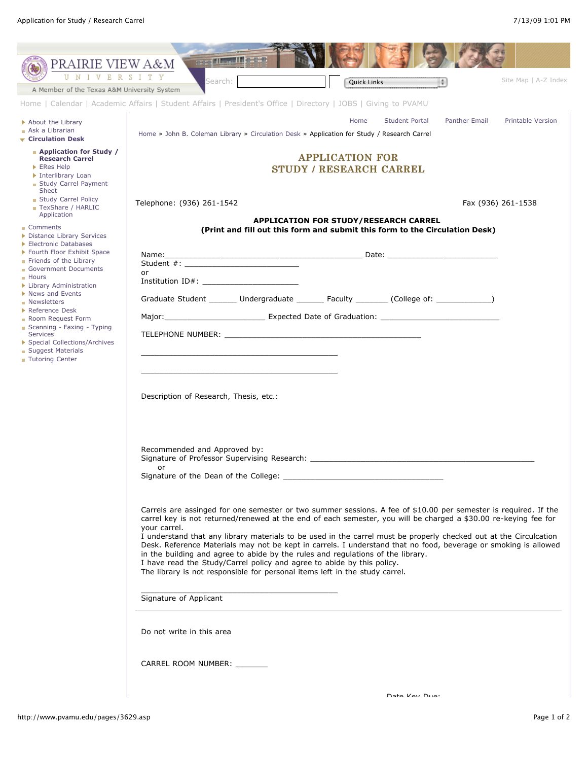PRAIRIE VIEW A&M UNIVERSITY

A Member of the Texas A&M University System

Search: Quick Links Site Map | A-Z Index

Home | Calendar | Academic Affairs | Student Affairs | President's Office | Directory | JOBS | Giving to PVAMU

- About the Library
- Ask a Librarian
- **Circulation Desk**
  - **Application for Study / Research Carrel**
  - ERes Help
  - Interlibrary Loan
  - Study Carrel Payment Sheet
  - Study Carrel Policy
  - TexShare / HARLIC Application
- Comments
- Distance Library Services
- Electronic Databases
- Fourth Floor Exhibit Space
- Friends of the Library
- Government Documents
- Hours
- Library Administration
- News and Events
- Newsletters
- Reference Desk
- Room Request Form
- Scanning - Faxing - Typing Services
- Special Collections/Archives
- Suggest Materials
- Tutoring Center

Home | Student Portal | Panther Email | Printable Version

Home » John B. Coleman Library » Circulation Desk » Application for Study / Research Carrel

# APPLICATION FOR STUDY / RESEARCH CARREL

Telephone: (936) 261-1542 Fax (936) 261-1538

**APPLICATION FOR STUDY/RESEARCH CARREL**
**(Print and fill out this form and submit this form to the Circulation Desk)**

Name:_____________________________________________ Date: _________________________
Student #: __________________________
or
Institution ID#: ______________________

Graduate Student ______ Undergraduate ______ Faculty _______ (College of: ____________)

Major:_______________________ Expected Date of Graduation: ___________________________

TELEPHONE NUMBER: _____________________________________________

_____________________________________________

_____________________________________________

Description of Research, Thesis, etc.:

Recommended and Approved by:
Signature of Professor Supervising Research: ___________________________________________________
or
Signature of the Dean of the College: ____________________________________

Carrels are assinged for one semester or two summer sessions. A fee of $10.00 per semester is required. If the carrel key is not returned/renewed at the end of each semester, you will be charged a $30.00 re-keying fee for your carrel.
I understand that any library materials to be used in the carrel must be properly checked out at the Circulcation Desk. Reference Materials may not be kept in carrels. I understand that no food, beverage or smoking is allowed in the building and agree to abide by the rules and regulations of the library.
I have read the Study/Carrel policy and agree to abide by this policy.
The library is not responsible for personal items left in the study carrel.

_____________________________________________
Signature of Applicant

---

Do not write in this area

CARREL ROOM NUMBER: _______

Date Key Due: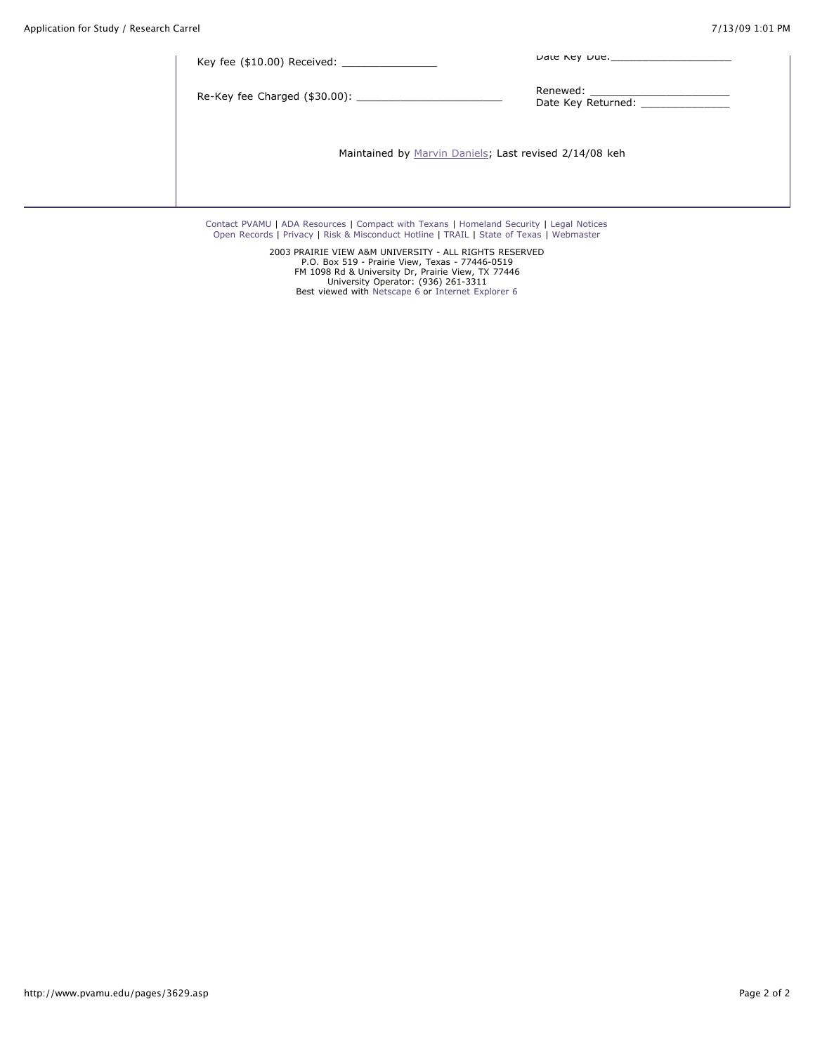Key fee ($10.00) Received: _______________

Date Key Due:____________________

Re-Key fee Charged ($30.00): ________________________

Renewed: _______________________
Date Key Returned: ______________

Maintained by Marvin Daniels; Last revised 2/14/08 keh

Contact PVAMU | ADA Resources | Compact with Texans | Homeland Security | Legal Notices
Open Records | Privacy | Risk & Misconduct Hotline | TRAIL | State of Texas | Webmaster

2003 PRAIRIE VIEW A&M UNIVERSITY - ALL RIGHTS RESERVED
P.O. Box 519 - Prairie View, Texas - 77446-0519
FM 1098 Rd & University Dr, Prairie View, TX 77446
University Operator: (936) 261-3311
Best viewed with Netscape 6 or Internet Explorer 6